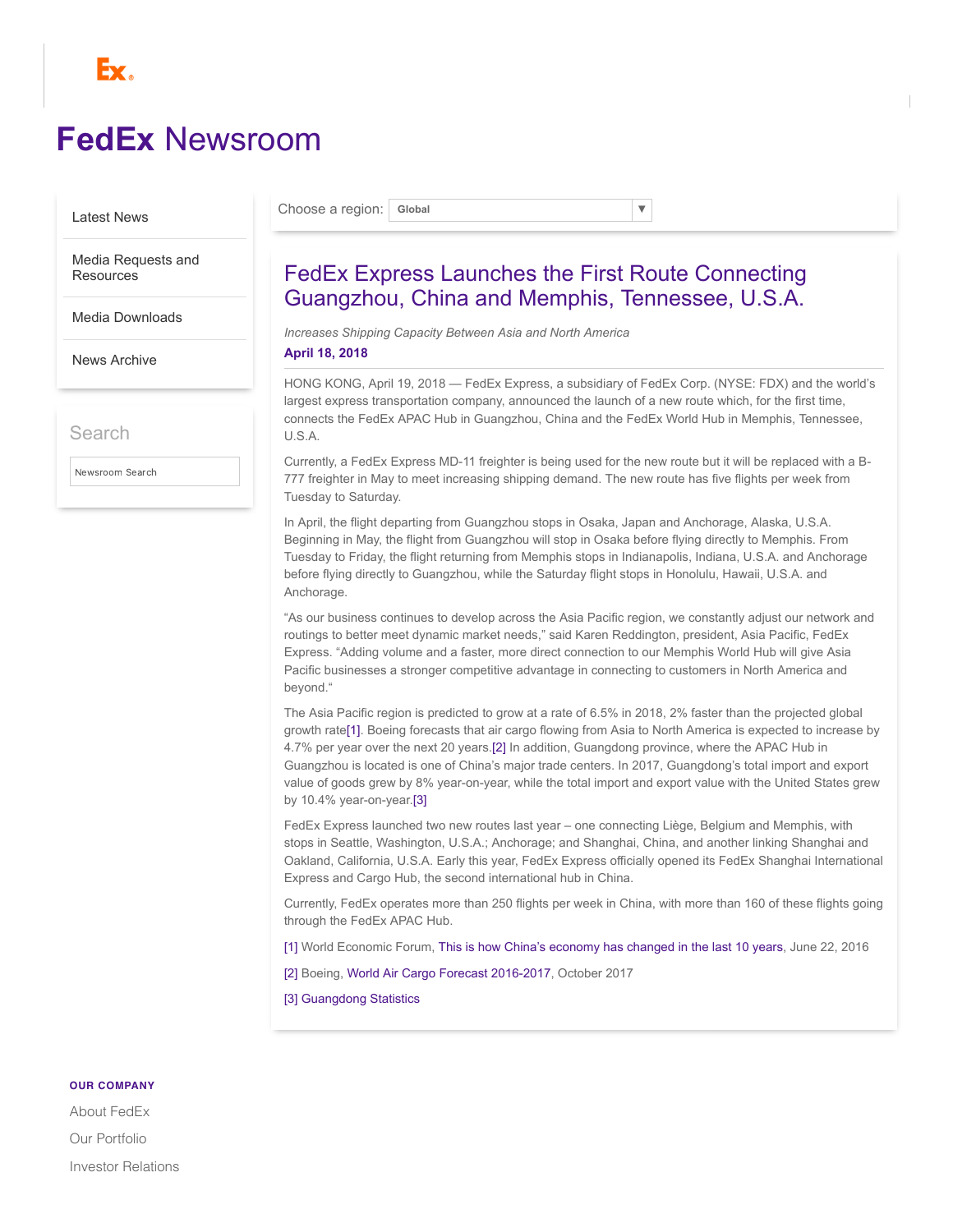# FedEx Newsroom

- Latest News
- Media Requests and Resources
- Media Downloads
- News Archive

Search

Newsroom Search

Choose a region: Global

## FedEx Express Launches the First Route Connecting Guangzhou, China and Memphis, Tennessee, U.S.A.

*Increases Shipping Capacity Between Asia and North America*

**April 18, 2018**

HONG KONG, April 19, 2018 — FedEx Express, a subsidiary of FedEx Corp. (NYSE: FDX) and the world's largest express transportation company, announced the launch of a new route which, for the first time, connects the FedEx APAC Hub in Guangzhou, China and the FedEx World Hub in Memphis, Tennessee, U.S.A.

Currently, a FedEx Express MD-11 freighter is being used for the new route but it will be replaced with a B-777 freighter in May to meet increasing shipping demand. The new route has five flights per week from Tuesday to Saturday.

In April, the flight departing from Guangzhou stops in Osaka, Japan and Anchorage, Alaska, U.S.A. Beginning in May, the flight from Guangzhou will stop in Osaka before flying directly to Memphis. From Tuesday to Friday, the flight returning from Memphis stops in Indianapolis, Indiana, U.S.A. and Anchorage before flying directly to Guangzhou, while the Saturday flight stops in Honolulu, Hawaii, U.S.A. and Anchorage.

"As our business continues to develop across the Asia Pacific region, we constantly adjust our network and routings to better meet dynamic market needs," said Karen Reddington, president, Asia Pacific, FedEx Express. "Adding volume and a faster, more direct connection to our Memphis World Hub will give Asia Pacific businesses a stronger competitive advantage in connecting to customers in North America and beyond."

The Asia Pacific region is predicted to grow at a rate of 6.5% in 2018, 2% faster than the projected global growth rate[1]. Boeing forecasts that air cargo flowing from Asia to North America is expected to increase by 4.7% per year over the next 20 years.[2] In addition, Guangdong province, where the APAC Hub in Guangzhou is located is one of China's major trade centers. In 2017, Guangdong's total import and export value of goods grew by 8% year-on-year, while the total import and export value with the United States grew by 10.4% year-on-year.[3]

FedEx Express launched two new routes last year – one connecting Liège, Belgium and Memphis, with stops in Seattle, Washington, U.S.A.; Anchorage; and Shanghai, China, and another linking Shanghai and Oakland, California, U.S.A. Early this year, FedEx Express officially opened its FedEx Shanghai International Express and Cargo Hub, the second international hub in China.

Currently, FedEx operates more than 250 flights per week in China, with more than 160 of these flights going through the FedEx APAC Hub.

[1] World Economic Forum, This is how China's economy has changed in the last 10 years, June 22, 2016

[2] Boeing, World Air Cargo Forecast 2016-2017, October 2017

[3] Guangdong Statistics

**OUR COMPANY**

- About FedEx
- Our Portfolio
- Investor Relations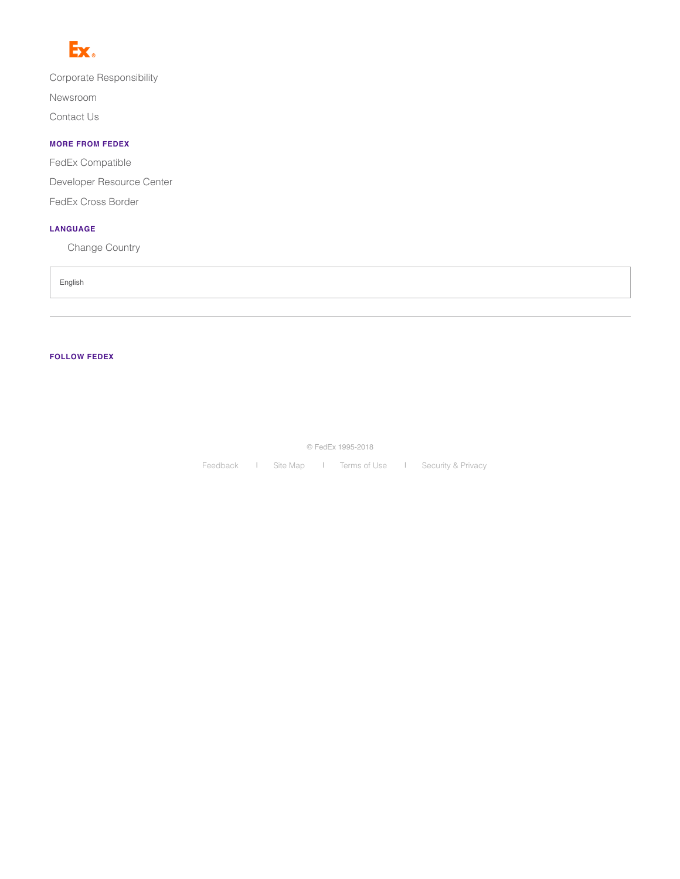Corporate Responsibility

Newsroom

Contact Us

**MORE FROM FEDEX**

FedEx Compatible

Developer Resource Center

FedEx Cross Border

**LANGUAGE**

Change Country

English

**FOLLOW FEDEX**

© FedEx 1995-2018

Feedback | Site Map | Terms of Use | Security & Privacy